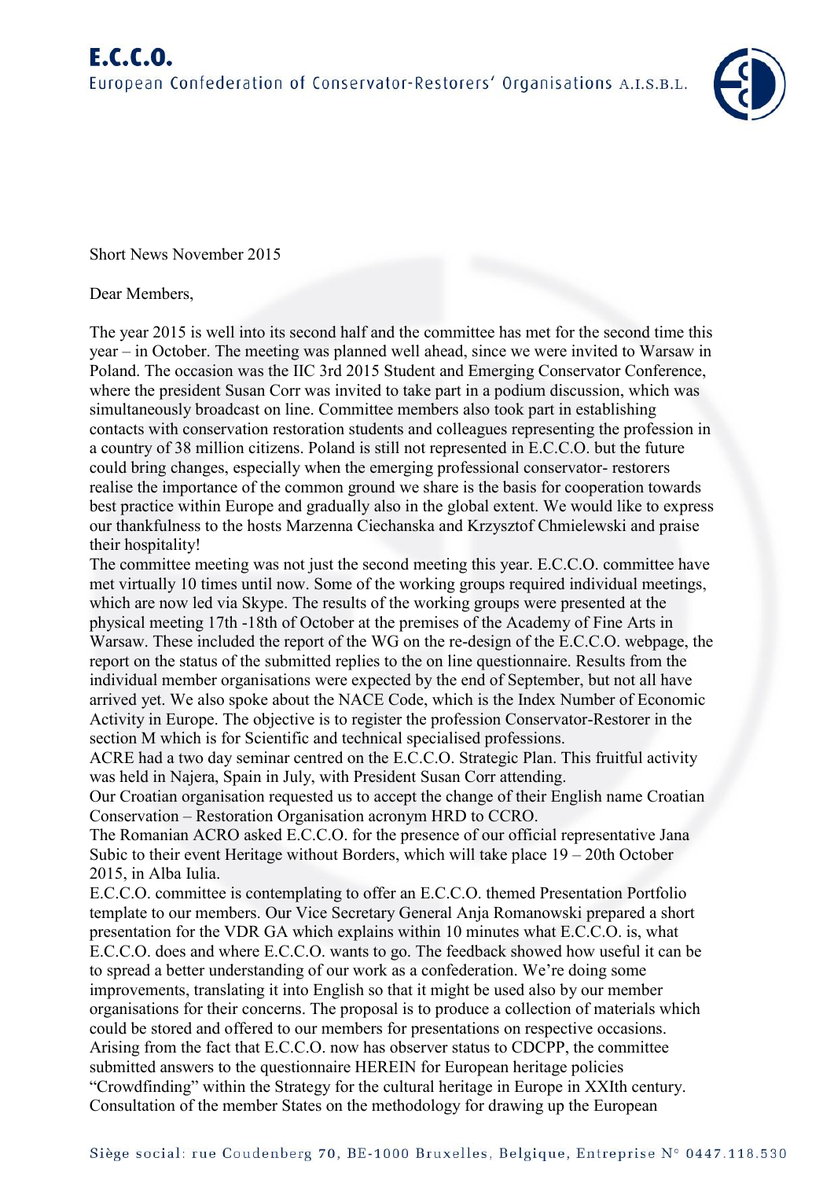# E.C.C.O.

European Confederation of Conservator-Restorers' Organisations A.I.S.B.L.

Short News November 2015

Dear Members,

The year 2015 is well into its second half and the committee has met for the second time this year – in October. The meeting was planned well ahead, since we were invited to Warsaw in Poland. The occasion was the IIC 3rd 2015 Student and Emerging Conservator Conference, where the president Susan Corr was invited to take part in a podium discussion, which was simultaneously broadcast on line. Committee members also took part in establishing contacts with conservation restoration students and colleagues representing the profession in a country of 38 million citizens. Poland is still not represented in E.C.C.O. but the future could bring changes, especially when the emerging professional conservator- restorers realise the importance of the common ground we share is the basis for cooperation towards best practice within Europe and gradually also in the global extent. We would like to express our thankfulness to the hosts Marzenna Ciechanska and Krzysztof Chmielewski and praise their hospitality!

The committee meeting was not just the second meeting this year. E.C.C.O. committee have met virtually 10 times until now. Some of the working groups required individual meetings, which are now led via Skype. The results of the working groups were presented at the physical meeting 17th -18th of October at the premises of the Academy of Fine Arts in Warsaw. These included the report of the WG on the re-design of the E.C.C.O. webpage, the report on the status of the submitted replies to the on line questionnaire. Results from the individual member organisations were expected by the end of September, but not all have arrived yet. We also spoke about the NACE Code, which is the Index Number of Economic Activity in Europe. The objective is to register the profession Conservator-Restorer in the section M which is for Scientific and technical specialised professions.

ACRE had a two day seminar centred on the E.C.C.O. Strategic Plan. This fruitful activity was held in Najera, Spain in July, with President Susan Corr attending.

Our Croatian organisation requested us to accept the change of their English name Croatian Conservation – Restoration Organisation acronym HRD to CCRO.

The Romanian ACRO asked E.C.C.O. for the presence of our official representative Jana Subic to their event Heritage without Borders, which will take place 19 – 20th October 2015, in Alba Iulia.

E.C.C.O. committee is contemplating to offer an E.C.C.O. themed Presentation Portfolio template to our members. Our Vice Secretary General Anja Romanowski prepared a short presentation for the VDR GA which explains within 10 minutes what E.C.C.O. is, what E.C.C.O. does and where E.C.C.O. wants to go. The feedback showed how useful it can be to spread a better understanding of our work as a confederation. We're doing some improvements, translating it into English so that it might be used also by our member organisations for their concerns. The proposal is to produce a collection of materials which could be stored and offered to our members for presentations on respective occasions.

Arising from the fact that E.C.C.O. now has observer status to CDCPP, the committee submitted answers to the questionnaire HEREIN for European heritage policies "Crowdfinding" within the Strategy for the cultural heritage in Europe in XXIth century. Consultation of the member States on the methodology for drawing up the European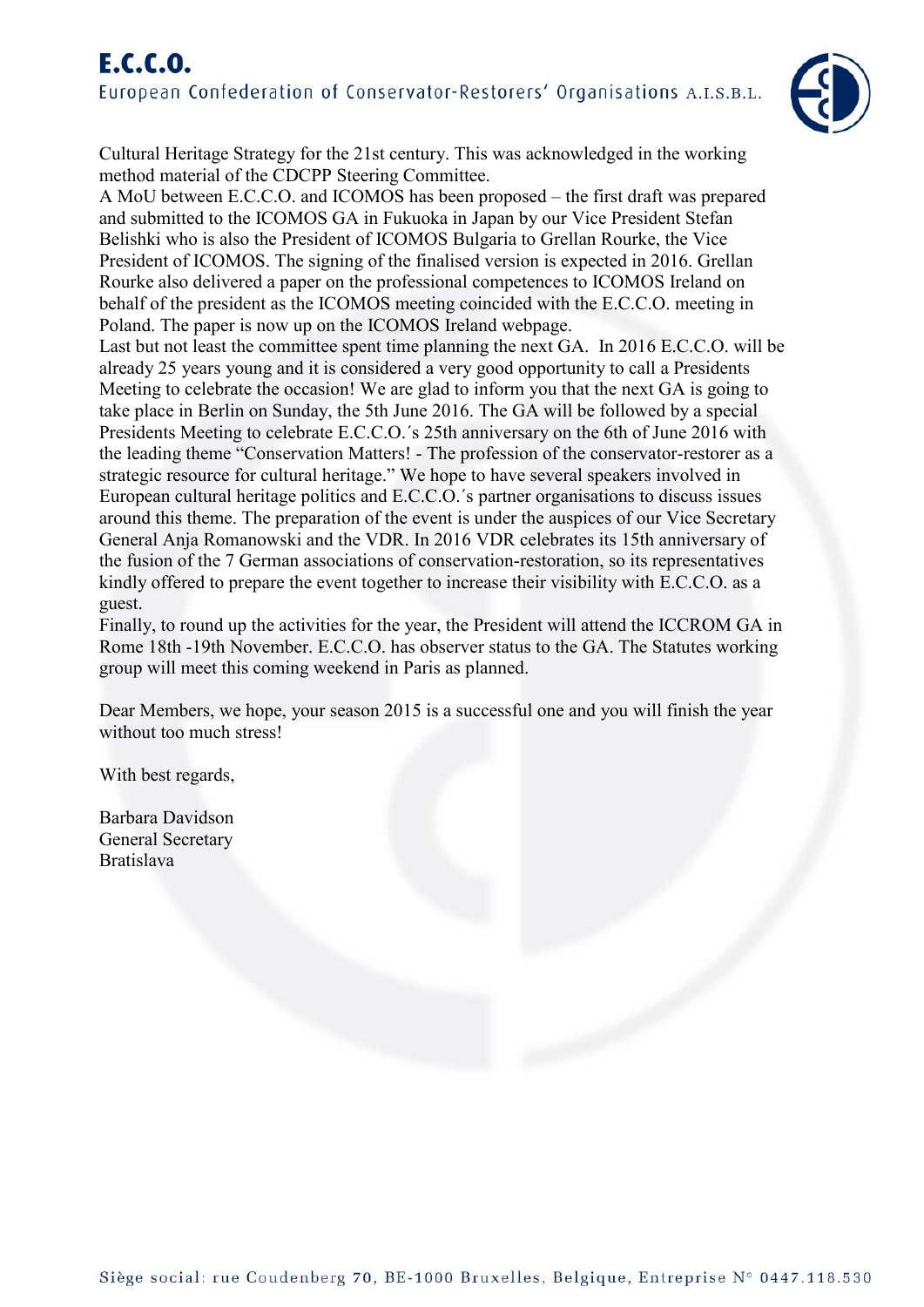Cultural Heritage Strategy for the 21st century. This was acknowledged in the working method material of the CDCPP Steering Committee.

A MoU between E.C.C.O. and ICOMOS has been proposed – the first draft was prepared and submitted to the ICOMOS GA in Fukuoka in Japan by our Vice President Stefan Belishki who is also the President of ICOMOS Bulgaria to Grellan Rourke, the Vice President of ICOMOS. The signing of the finalised version is expected in 2016. Grellan Rourke also delivered a paper on the professional competences to ICOMOS Ireland on behalf of the president as the ICOMOS meeting coincided with the E.C.C.O. meeting in Poland. The paper is now up on the ICOMOS Ireland webpage.

Last but not least the committee spent time planning the next GA. In 2016 E.C.C.O. will be already 25 years young and it is considered a very good opportunity to call a Presidents Meeting to celebrate the occasion! We are glad to inform you that the next GA is going to take place in Berlin on Sunday, the 5th June 2016. The GA will be followed by a special Presidents Meeting to celebrate E.C.C.O.´s 25th anniversary on the 6th of June 2016 with the leading theme "Conservation Matters! - The profession of the conservator-restorer as a strategic resource for cultural heritage." We hope to have several speakers involved in European cultural heritage politics and E.C.C.O.´s partner organisations to discuss issues around this theme. The preparation of the event is under the auspices of our Vice Secretary General Anja Romanowski and the VDR. In 2016 VDR celebrates its 15th anniversary of the fusion of the 7 German associations of conservation-restoration, so its representatives kindly offered to prepare the event together to increase their visibility with E.C.C.O. as a guest.

Finally, to round up the activities for the year, the President will attend the ICCROM GA in Rome 18th -19th November. E.C.C.O. has observer status to the GA. The Statutes working group will meet this coming weekend in Paris as planned.

Dear Members, we hope, your season 2015 is a successful one and you will finish the year without too much stress!

With best regards,

Barbara Davidson  
General Secretary  
Bratislava